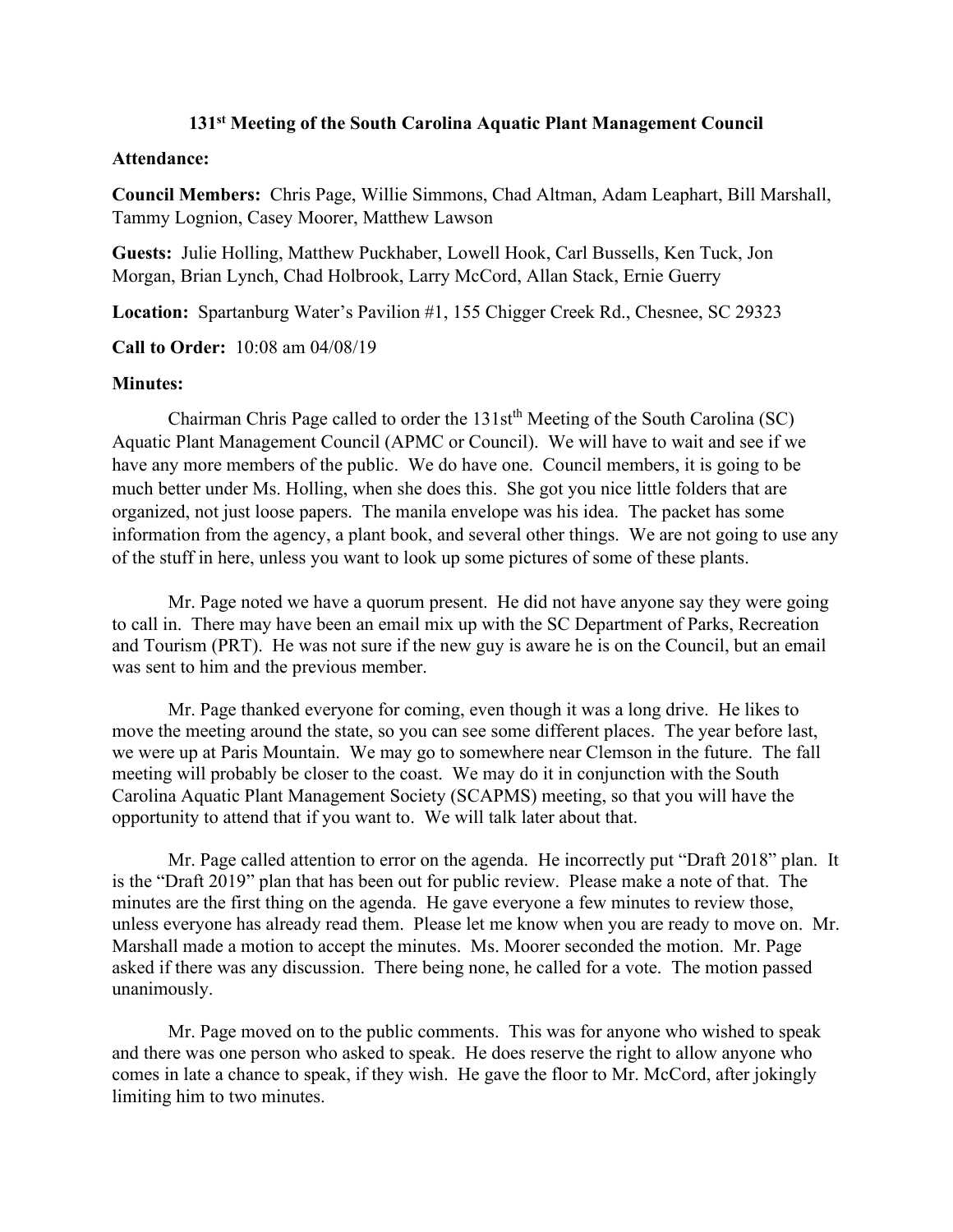# 131st Meeting of the South Carolina Aquatic Plant Management Council

**Attendance:**

**Council Members:** Chris Page, Willie Simmons, Chad Altman, Adam Leaphart, Bill Marshall, Tammy Lognion, Casey Moorer, Matthew Lawson

**Guests:** Julie Holling, Matthew Puckhaber, Lowell Hook, Carl Bussells, Ken Tuck, Jon Morgan, Brian Lynch, Chad Holbrook, Larry McCord, Allan Stack, Ernie Guerry

**Location:** Spartanburg Water's Pavilion #1, 155 Chigger Creek Rd., Chesnee, SC 29323

**Call to Order:** 10:08 am 04/08/19

**Minutes:**

Chairman Chris Page called to order the 131st[th] Meeting of the South Carolina (SC) Aquatic Plant Management Council (APMC or Council). We will have to wait and see if we have any more members of the public. We do have one. Council members, it is going to be much better under Ms. Holling, when she does this. She got you nice little folders that are organized, not just loose papers. The manila envelope was his idea. The packet has some information from the agency, a plant book, and several other things. We are not going to use any of the stuff in here, unless you want to look up some pictures of some of these plants.

Mr. Page noted we have a quorum present. He did not have anyone say they were going to call in. There may have been an email mix up with the SC Department of Parks, Recreation and Tourism (PRT). He was not sure if the new guy is aware he is on the Council, but an email was sent to him and the previous member.

Mr. Page thanked everyone for coming, even though it was a long drive. He likes to move the meeting around the state, so you can see some different places. The year before last, we were up at Paris Mountain. We may go to somewhere near Clemson in the future. The fall meeting will probably be closer to the coast. We may do it in conjunction with the South Carolina Aquatic Plant Management Society (SCAPMS) meeting, so that you will have the opportunity to attend that if you want to. We will talk later about that.

Mr. Page called attention to error on the agenda. He incorrectly put "Draft 2018" plan. It is the "Draft 2019" plan that has been out for public review. Please make a note of that. The minutes are the first thing on the agenda. He gave everyone a few minutes to review those, unless everyone has already read them. Please let me know when you are ready to move on. Mr. Marshall made a motion to accept the minutes. Ms. Moorer seconded the motion. Mr. Page asked if there was any discussion. There being none, he called for a vote. The motion passed unanimously.

Mr. Page moved on to the public comments. This was for anyone who wished to speak and there was one person who asked to speak. He does reserve the right to allow anyone who comes in late a chance to speak, if they wish. He gave the floor to Mr. McCord, after jokingly limiting him to two minutes.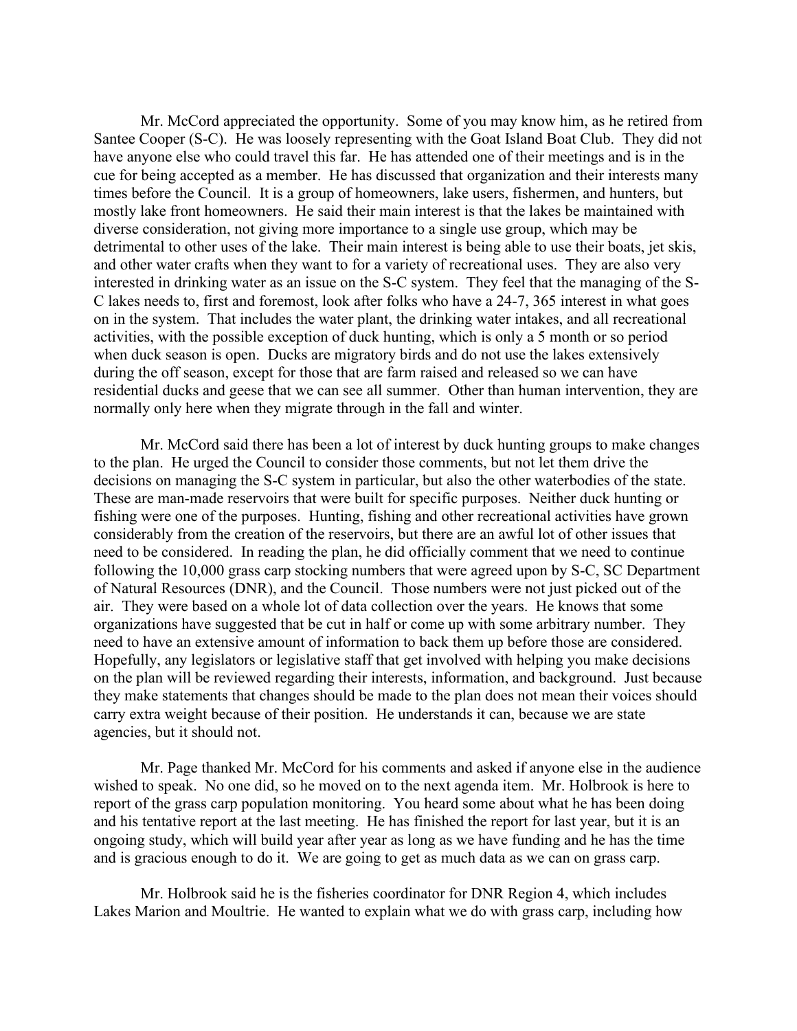Mr. McCord appreciated the opportunity. Some of you may know him, as he retired from Santee Cooper (S-C). He was loosely representing with the Goat Island Boat Club. They did not have anyone else who could travel this far. He has attended one of their meetings and is in the cue for being accepted as a member. He has discussed that organization and their interests many times before the Council. It is a group of homeowners, lake users, fishermen, and hunters, but mostly lake front homeowners. He said their main interest is that the lakes be maintained with diverse consideration, not giving more importance to a single use group, which may be detrimental to other uses of the lake. Their main interest is being able to use their boats, jet skis, and other water crafts when they want to for a variety of recreational uses. They are also very interested in drinking water as an issue on the S-C system. They feel that the managing of the S-C lakes needs to, first and foremost, look after folks who have a 24-7, 365 interest in what goes on in the system. That includes the water plant, the drinking water intakes, and all recreational activities, with the possible exception of duck hunting, which is only a 5 month or so period when duck season is open. Ducks are migratory birds and do not use the lakes extensively during the off season, except for those that are farm raised and released so we can have residential ducks and geese that we can see all summer. Other than human intervention, they are normally only here when they migrate through in the fall and winter.

Mr. McCord said there has been a lot of interest by duck hunting groups to make changes to the plan. He urged the Council to consider those comments, but not let them drive the decisions on managing the S-C system in particular, but also the other waterbodies of the state. These are man-made reservoirs that were built for specific purposes. Neither duck hunting or fishing were one of the purposes. Hunting, fishing and other recreational activities have grown considerably from the creation of the reservoirs, but there are an awful lot of other issues that need to be considered. In reading the plan, he did officially comment that we need to continue following the 10,000 grass carp stocking numbers that were agreed upon by S-C, SC Department of Natural Resources (DNR), and the Council. Those numbers were not just picked out of the air. They were based on a whole lot of data collection over the years. He knows that some organizations have suggested that be cut in half or come up with some arbitrary number. They need to have an extensive amount of information to back them up before those are considered. Hopefully, any legislators or legislative staff that get involved with helping you make decisions on the plan will be reviewed regarding their interests, information, and background. Just because they make statements that changes should be made to the plan does not mean their voices should carry extra weight because of their position. He understands it can, because we are state agencies, but it should not.

Mr. Page thanked Mr. McCord for his comments and asked if anyone else in the audience wished to speak. No one did, so he moved on to the next agenda item. Mr. Holbrook is here to report of the grass carp population monitoring. You heard some about what he has been doing and his tentative report at the last meeting. He has finished the report for last year, but it is an ongoing study, which will build year after year as long as we have funding and he has the time and is gracious enough to do it. We are going to get as much data as we can on grass carp.

Mr. Holbrook said he is the fisheries coordinator for DNR Region 4, which includes Lakes Marion and Moultrie. He wanted to explain what we do with grass carp, including how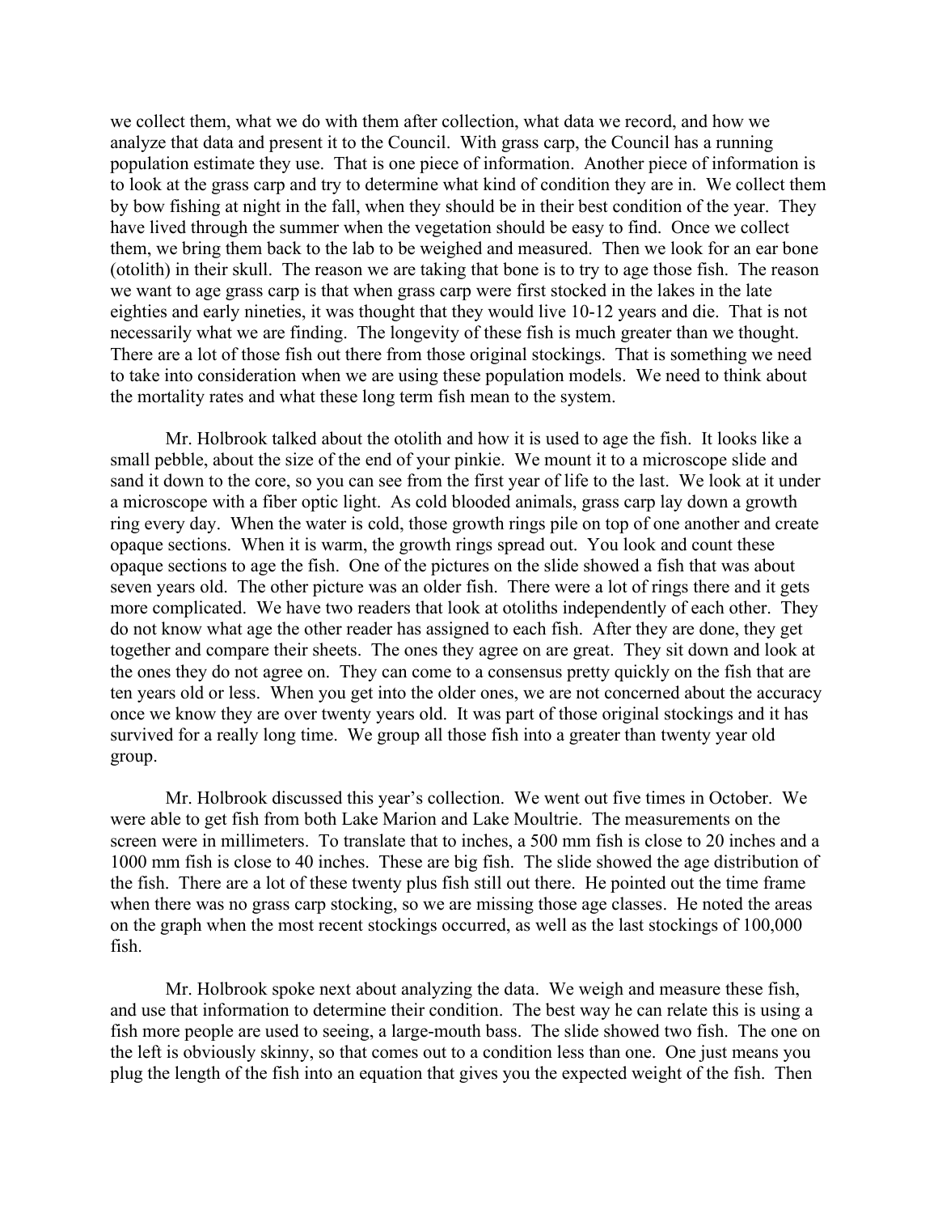we collect them, what we do with them after collection, what data we record, and how we analyze that data and present it to the Council. With grass carp, the Council has a running population estimate they use. That is one piece of information. Another piece of information is to look at the grass carp and try to determine what kind of condition they are in. We collect them by bow fishing at night in the fall, when they should be in their best condition of the year. They have lived through the summer when the vegetation should be easy to find. Once we collect them, we bring them back to the lab to be weighed and measured. Then we look for an ear bone (otolith) in their skull. The reason we are taking that bone is to try to age those fish. The reason we want to age grass carp is that when grass carp were first stocked in the lakes in the late eighties and early nineties, it was thought that they would live 10-12 years and die. That is not necessarily what we are finding. The longevity of these fish is much greater than we thought. There are a lot of those fish out there from those original stockings. That is something we need to take into consideration when we are using these population models. We need to think about the mortality rates and what these long term fish mean to the system.

Mr. Holbrook talked about the otolith and how it is used to age the fish. It looks like a small pebble, about the size of the end of your pinkie. We mount it to a microscope slide and sand it down to the core, so you can see from the first year of life to the last. We look at it under a microscope with a fiber optic light. As cold blooded animals, grass carp lay down a growth ring every day. When the water is cold, those growth rings pile on top of one another and create opaque sections. When it is warm, the growth rings spread out. You look and count these opaque sections to age the fish. One of the pictures on the slide showed a fish that was about seven years old. The other picture was an older fish. There were a lot of rings there and it gets more complicated. We have two readers that look at otoliths independently of each other. They do not know what age the other reader has assigned to each fish. After they are done, they get together and compare their sheets. The ones they agree on are great. They sit down and look at the ones they do not agree on. They can come to a consensus pretty quickly on the fish that are ten years old or less. When you get into the older ones, we are not concerned about the accuracy once we know they are over twenty years old. It was part of those original stockings and it has survived for a really long time. We group all those fish into a greater than twenty year old group.

Mr. Holbrook discussed this year's collection. We went out five times in October. We were able to get fish from both Lake Marion and Lake Moultrie. The measurements on the screen were in millimeters. To translate that to inches, a 500 mm fish is close to 20 inches and a 1000 mm fish is close to 40 inches. These are big fish. The slide showed the age distribution of the fish. There are a lot of these twenty plus fish still out there. He pointed out the time frame when there was no grass carp stocking, so we are missing those age classes. He noted the areas on the graph when the most recent stockings occurred, as well as the last stockings of 100,000 fish.

Mr. Holbrook spoke next about analyzing the data. We weigh and measure these fish, and use that information to determine their condition. The best way he can relate this is using a fish more people are used to seeing, a large-mouth bass. The slide showed two fish. The one on the left is obviously skinny, so that comes out to a condition less than one. One just means you plug the length of the fish into an equation that gives you the expected weight of the fish. Then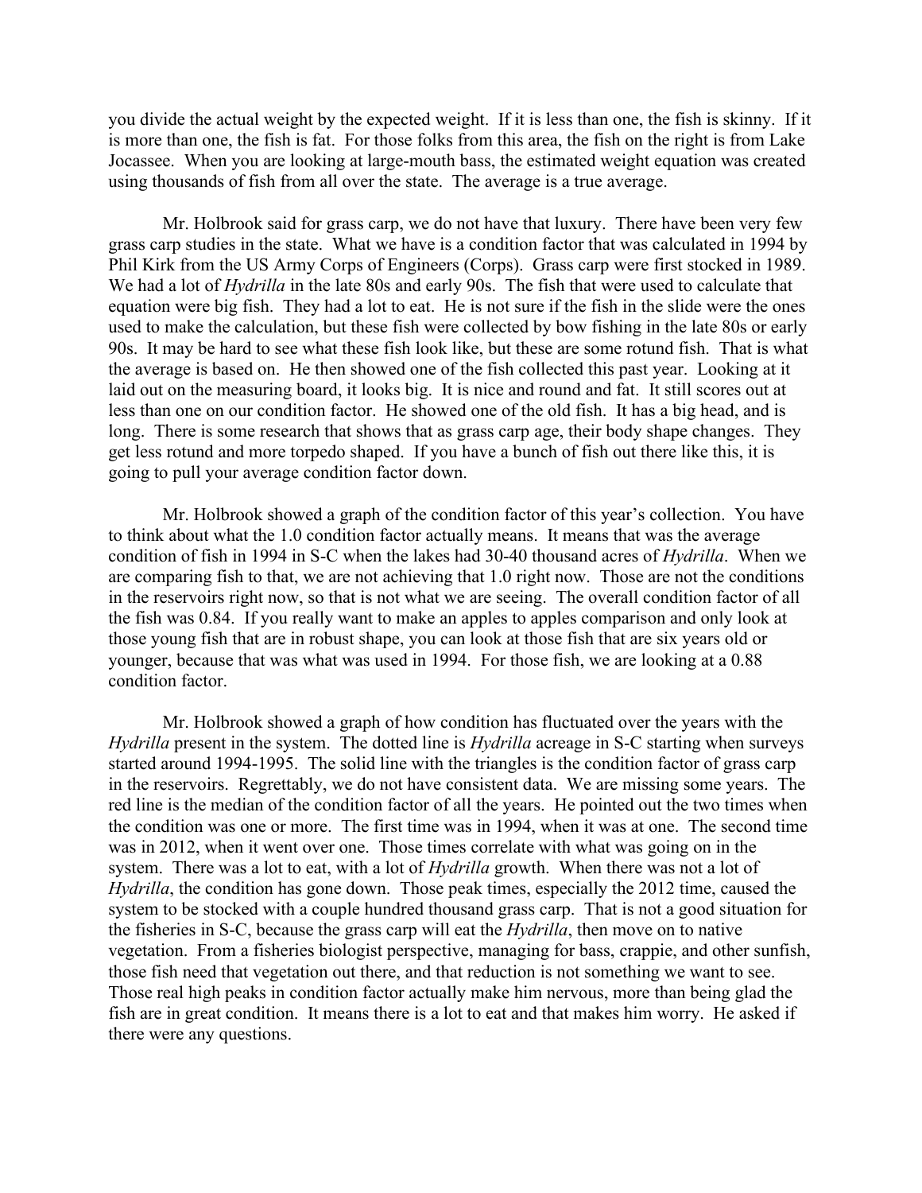you divide the actual weight by the expected weight. If it is less than one, the fish is skinny. If it is more than one, the fish is fat. For those folks from this area, the fish on the right is from Lake Jocassee. When you are looking at large-mouth bass, the estimated weight equation was created using thousands of fish from all over the state. The average is a true average.

Mr. Holbrook said for grass carp, we do not have that luxury. There have been very few grass carp studies in the state. What we have is a condition factor that was calculated in 1994 by Phil Kirk from the US Army Corps of Engineers (Corps). Grass carp were first stocked in 1989. We had a lot of *Hydrilla* in the late 80s and early 90s. The fish that were used to calculate that equation were big fish. They had a lot to eat. He is not sure if the fish in the slide were the ones used to make the calculation, but these fish were collected by bow fishing in the late 80s or early 90s. It may be hard to see what these fish look like, but these are some rotund fish. That is what the average is based on. He then showed one of the fish collected this past year. Looking at it laid out on the measuring board, it looks big. It is nice and round and fat. It still scores out at less than one on our condition factor. He showed one of the old fish. It has a big head, and is long. There is some research that shows that as grass carp age, their body shape changes. They get less rotund and more torpedo shaped. If you have a bunch of fish out there like this, it is going to pull your average condition factor down.

Mr. Holbrook showed a graph of the condition factor of this year's collection. You have to think about what the 1.0 condition factor actually means. It means that was the average condition of fish in 1994 in S-C when the lakes had 30-40 thousand acres of *Hydrilla*. When we are comparing fish to that, we are not achieving that 1.0 right now. Those are not the conditions in the reservoirs right now, so that is not what we are seeing. The overall condition factor of all the fish was 0.84. If you really want to make an apples to apples comparison and only look at those young fish that are in robust shape, you can look at those fish that are six years old or younger, because that was what was used in 1994. For those fish, we are looking at a 0.88 condition factor.

Mr. Holbrook showed a graph of how condition has fluctuated over the years with the *Hydrilla* present in the system. The dotted line is *Hydrilla* acreage in S-C starting when surveys started around 1994-1995. The solid line with the triangles is the condition factor of grass carp in the reservoirs. Regrettably, we do not have consistent data. We are missing some years. The red line is the median of the condition factor of all the years. He pointed out the two times when the condition was one or more. The first time was in 1994, when it was at one. The second time was in 2012, when it went over one. Those times correlate with what was going on in the system. There was a lot to eat, with a lot of *Hydrilla* growth. When there was not a lot of *Hydrilla*, the condition has gone down. Those peak times, especially the 2012 time, caused the system to be stocked with a couple hundred thousand grass carp. That is not a good situation for the fisheries in S-C, because the grass carp will eat the *Hydrilla*, then move on to native vegetation. From a fisheries biologist perspective, managing for bass, crappie, and other sunfish, those fish need that vegetation out there, and that reduction is not something we want to see. Those real high peaks in condition factor actually make him nervous, more than being glad the fish are in great condition. It means there is a lot to eat and that makes him worry. He asked if there were any questions.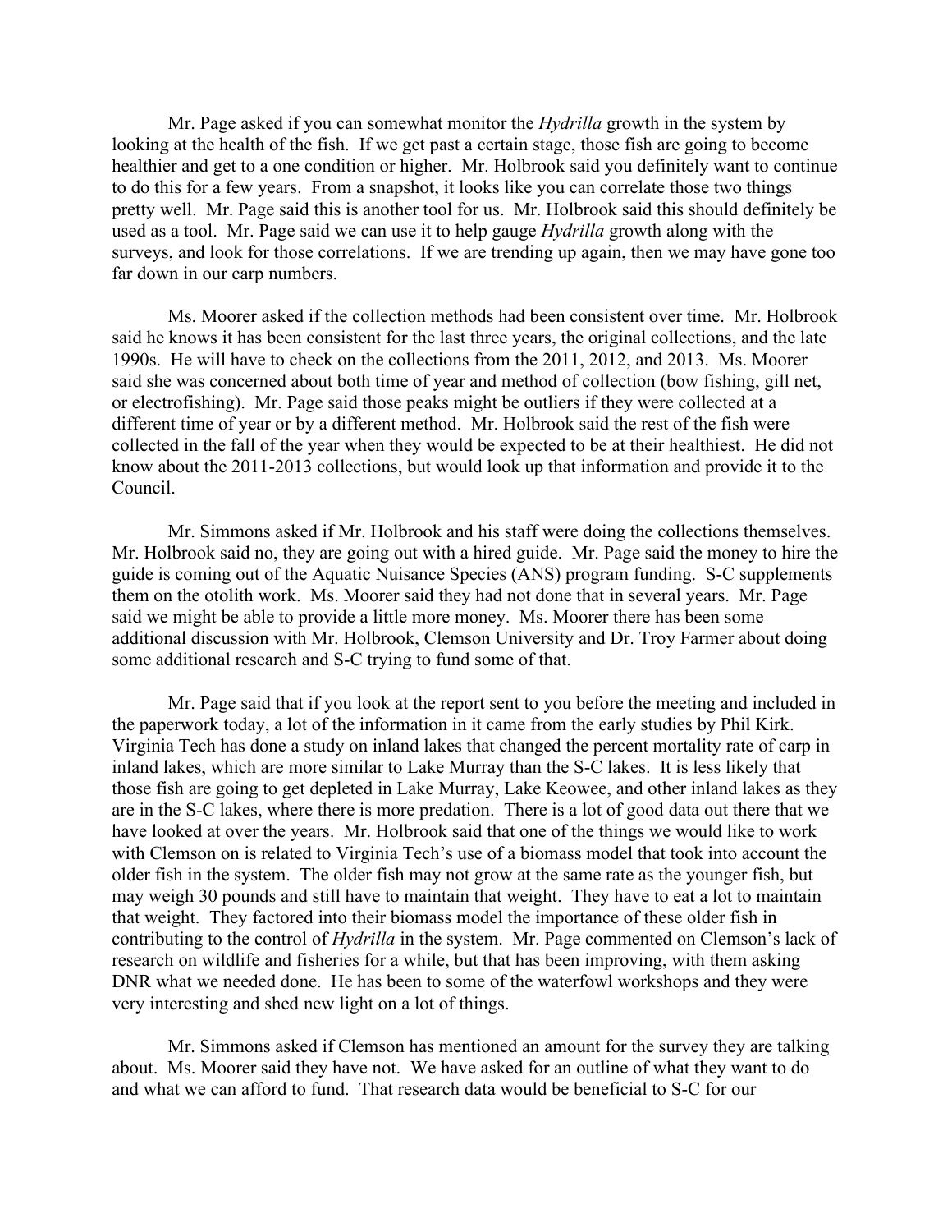Mr. Page asked if you can somewhat monitor the *Hydrilla* growth in the system by looking at the health of the fish. If we get past a certain stage, those fish are going to become healthier and get to a one condition or higher. Mr. Holbrook said you definitely want to continue to do this for a few years. From a snapshot, it looks like you can correlate those two things pretty well. Mr. Page said this is another tool for us. Mr. Holbrook said this should definitely be used as a tool. Mr. Page said we can use it to help gauge *Hydrilla* growth along with the surveys, and look for those correlations. If we are trending up again, then we may have gone too far down in our carp numbers.

Ms. Moorer asked if the collection methods had been consistent over time. Mr. Holbrook said he knows it has been consistent for the last three years, the original collections, and the late 1990s. He will have to check on the collections from the 2011, 2012, and 2013. Ms. Moorer said she was concerned about both time of year and method of collection (bow fishing, gill net, or electrofishing). Mr. Page said those peaks might be outliers if they were collected at a different time of year or by a different method. Mr. Holbrook said the rest of the fish were collected in the fall of the year when they would be expected to be at their healthiest. He did not know about the 2011-2013 collections, but would look up that information and provide it to the Council.

Mr. Simmons asked if Mr. Holbrook and his staff were doing the collections themselves. Mr. Holbrook said no, they are going out with a hired guide. Mr. Page said the money to hire the guide is coming out of the Aquatic Nuisance Species (ANS) program funding. S-C supplements them on the otolith work. Ms. Moorer said they had not done that in several years. Mr. Page said we might be able to provide a little more money. Ms. Moorer there has been some additional discussion with Mr. Holbrook, Clemson University and Dr. Troy Farmer about doing some additional research and S-C trying to fund some of that.

Mr. Page said that if you look at the report sent to you before the meeting and included in the paperwork today, a lot of the information in it came from the early studies by Phil Kirk. Virginia Tech has done a study on inland lakes that changed the percent mortality rate of carp in inland lakes, which are more similar to Lake Murray than the S-C lakes. It is less likely that those fish are going to get depleted in Lake Murray, Lake Keowee, and other inland lakes as they are in the S-C lakes, where there is more predation. There is a lot of good data out there that we have looked at over the years. Mr. Holbrook said that one of the things we would like to work with Clemson on is related to Virginia Tech's use of a biomass model that took into account the older fish in the system. The older fish may not grow at the same rate as the younger fish, but may weigh 30 pounds and still have to maintain that weight. They have to eat a lot to maintain that weight. They factored into their biomass model the importance of these older fish in contributing to the control of *Hydrilla* in the system. Mr. Page commented on Clemson's lack of research on wildlife and fisheries for a while, but that has been improving, with them asking DNR what we needed done. He has been to some of the waterfowl workshops and they were very interesting and shed new light on a lot of things.

Mr. Simmons asked if Clemson has mentioned an amount for the survey they are talking about. Ms. Moorer said they have not. We have asked for an outline of what they want to do and what we can afford to fund. That research data would be beneficial to S-C for our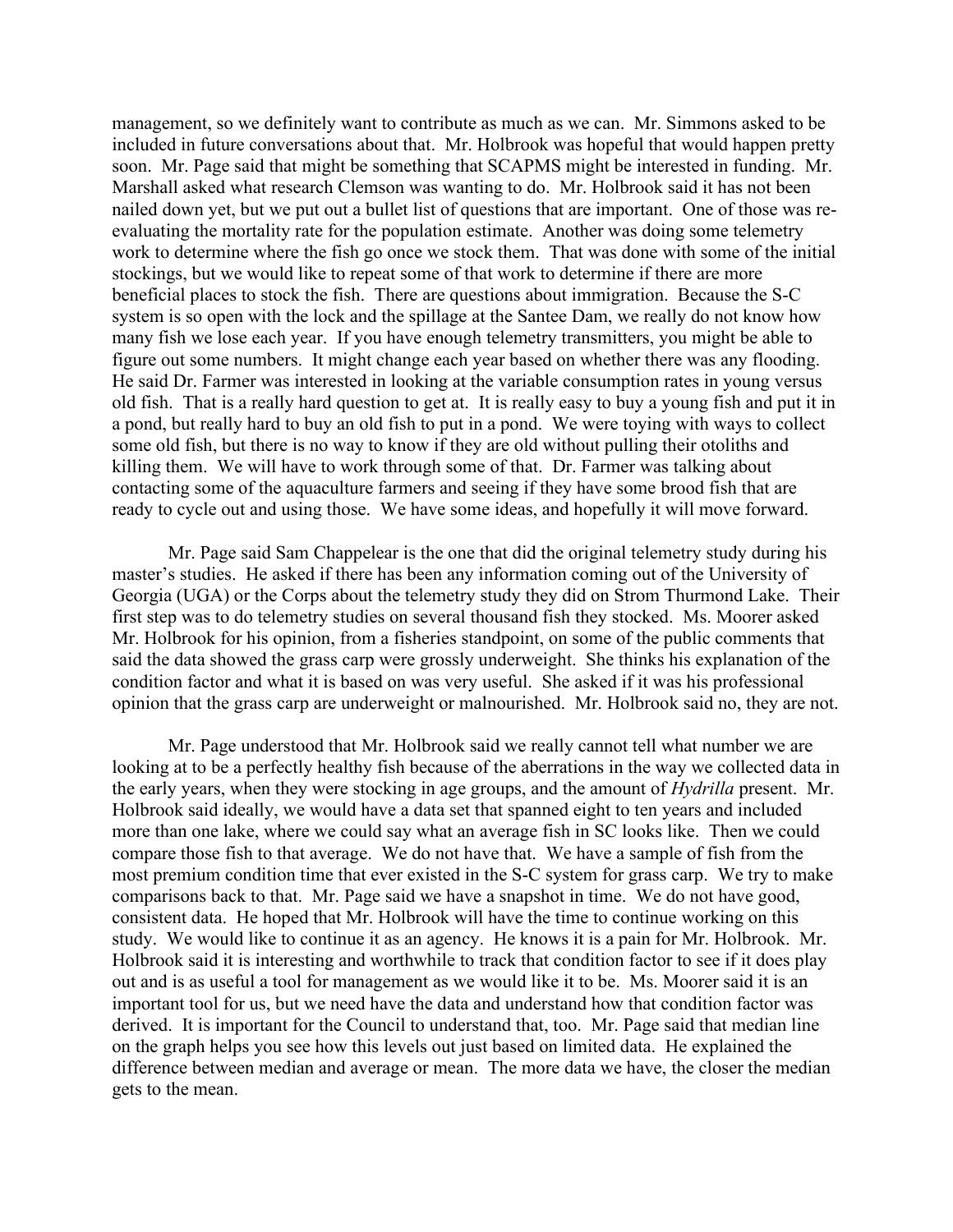management, so we definitely want to contribute as much as we can. Mr. Simmons asked to be included in future conversations about that. Mr. Holbrook was hopeful that would happen pretty soon. Mr. Page said that might be something that SCAPMS might be interested in funding. Mr. Marshall asked what research Clemson was wanting to do. Mr. Holbrook said it has not been nailed down yet, but we put out a bullet list of questions that are important. One of those was re-evaluating the mortality rate for the population estimate. Another was doing some telemetry work to determine where the fish go once we stock them. That was done with some of the initial stockings, but we would like to repeat some of that work to determine if there are more beneficial places to stock the fish. There are questions about immigration. Because the S-C system is so open with the lock and the spillage at the Santee Dam, we really do not know how many fish we lose each year. If you have enough telemetry transmitters, you might be able to figure out some numbers. It might change each year based on whether there was any flooding. He said Dr. Farmer was interested in looking at the variable consumption rates in young versus old fish. That is a really hard question to get at. It is really easy to buy a young fish and put it in a pond, but really hard to buy an old fish to put in a pond. We were toying with ways to collect some old fish, but there is no way to know if they are old without pulling their otoliths and killing them. We will have to work through some of that. Dr. Farmer was talking about contacting some of the aquaculture farmers and seeing if they have some brood fish that are ready to cycle out and using those. We have some ideas, and hopefully it will move forward.

Mr. Page said Sam Chappelear is the one that did the original telemetry study during his master's studies. He asked if there has been any information coming out of the University of Georgia (UGA) or the Corps about the telemetry study they did on Strom Thurmond Lake. Their first step was to do telemetry studies on several thousand fish they stocked. Ms. Moorer asked Mr. Holbrook for his opinion, from a fisheries standpoint, on some of the public comments that said the data showed the grass carp were grossly underweight. She thinks his explanation of the condition factor and what it is based on was very useful. She asked if it was his professional opinion that the grass carp are underweight or malnourished. Mr. Holbrook said no, they are not.

Mr. Page understood that Mr. Holbrook said we really cannot tell what number we are looking at to be a perfectly healthy fish because of the aberrations in the way we collected data in the early years, when they were stocking in age groups, and the amount of *Hydrilla* present. Mr. Holbrook said ideally, we would have a data set that spanned eight to ten years and included more than one lake, where we could say what an average fish in SC looks like. Then we could compare those fish to that average. We do not have that. We have a sample of fish from the most premium condition time that ever existed in the S-C system for grass carp. We try to make comparisons back to that. Mr. Page said we have a snapshot in time. We do not have good, consistent data. He hoped that Mr. Holbrook will have the time to continue working on this study. We would like to continue it as an agency. He knows it is a pain for Mr. Holbrook. Mr. Holbrook said it is interesting and worthwhile to track that condition factor to see if it does play out and is as useful a tool for management as we would like it to be. Ms. Moorer said it is an important tool for us, but we need have the data and understand how that condition factor was derived. It is important for the Council to understand that, too. Mr. Page said that median line on the graph helps you see how this levels out just based on limited data. He explained the difference between median and average or mean. The more data we have, the closer the median gets to the mean.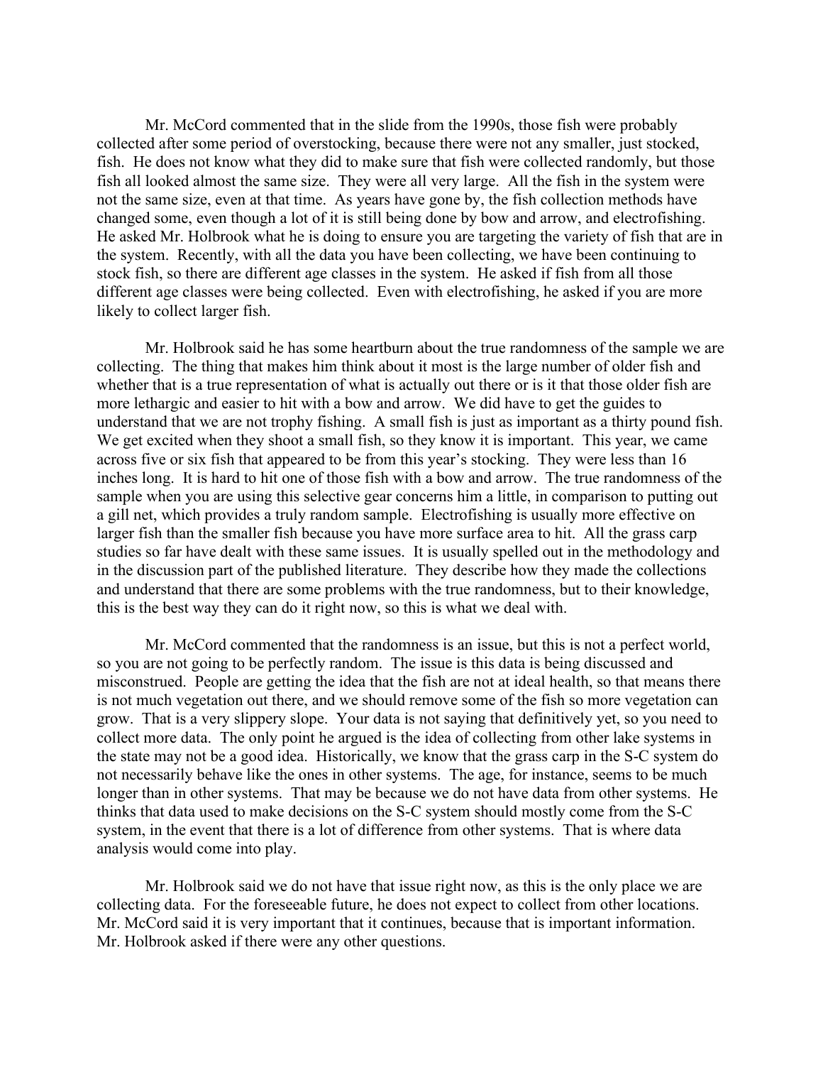Mr. McCord commented that in the slide from the 1990s, those fish were probably collected after some period of overstocking, because there were not any smaller, just stocked, fish. He does not know what they did to make sure that fish were collected randomly, but those fish all looked almost the same size. They were all very large. All the fish in the system were not the same size, even at that time. As years have gone by, the fish collection methods have changed some, even though a lot of it is still being done by bow and arrow, and electrofishing. He asked Mr. Holbrook what he is doing to ensure you are targeting the variety of fish that are in the system. Recently, with all the data you have been collecting, we have been continuing to stock fish, so there are different age classes in the system. He asked if fish from all those different age classes were being collected. Even with electrofishing, he asked if you are more likely to collect larger fish.

Mr. Holbrook said he has some heartburn about the true randomness of the sample we are collecting. The thing that makes him think about it most is the large number of older fish and whether that is a true representation of what is actually out there or is it that those older fish are more lethargic and easier to hit with a bow and arrow. We did have to get the guides to understand that we are not trophy fishing. A small fish is just as important as a thirty pound fish. We get excited when they shoot a small fish, so they know it is important. This year, we came across five or six fish that appeared to be from this year's stocking. They were less than 16 inches long. It is hard to hit one of those fish with a bow and arrow. The true randomness of the sample when you are using this selective gear concerns him a little, in comparison to putting out a gill net, which provides a truly random sample. Electrofishing is usually more effective on larger fish than the smaller fish because you have more surface area to hit. All the grass carp studies so far have dealt with these same issues. It is usually spelled out in the methodology and in the discussion part of the published literature. They describe how they made the collections and understand that there are some problems with the true randomness, but to their knowledge, this is the best way they can do it right now, so this is what we deal with.

Mr. McCord commented that the randomness is an issue, but this is not a perfect world, so you are not going to be perfectly random. The issue is this data is being discussed and misconstrued. People are getting the idea that the fish are not at ideal health, so that means there is not much vegetation out there, and we should remove some of the fish so more vegetation can grow. That is a very slippery slope. Your data is not saying that definitively yet, so you need to collect more data. The only point he argued is the idea of collecting from other lake systems in the state may not be a good idea. Historically, we know that the grass carp in the S-C system do not necessarily behave like the ones in other systems. The age, for instance, seems to be much longer than in other systems. That may be because we do not have data from other systems. He thinks that data used to make decisions on the S-C system should mostly come from the S-C system, in the event that there is a lot of difference from other systems. That is where data analysis would come into play.

Mr. Holbrook said we do not have that issue right now, as this is the only place we are collecting data. For the foreseeable future, he does not expect to collect from other locations. Mr. McCord said it is very important that it continues, because that is important information. Mr. Holbrook asked if there were any other questions.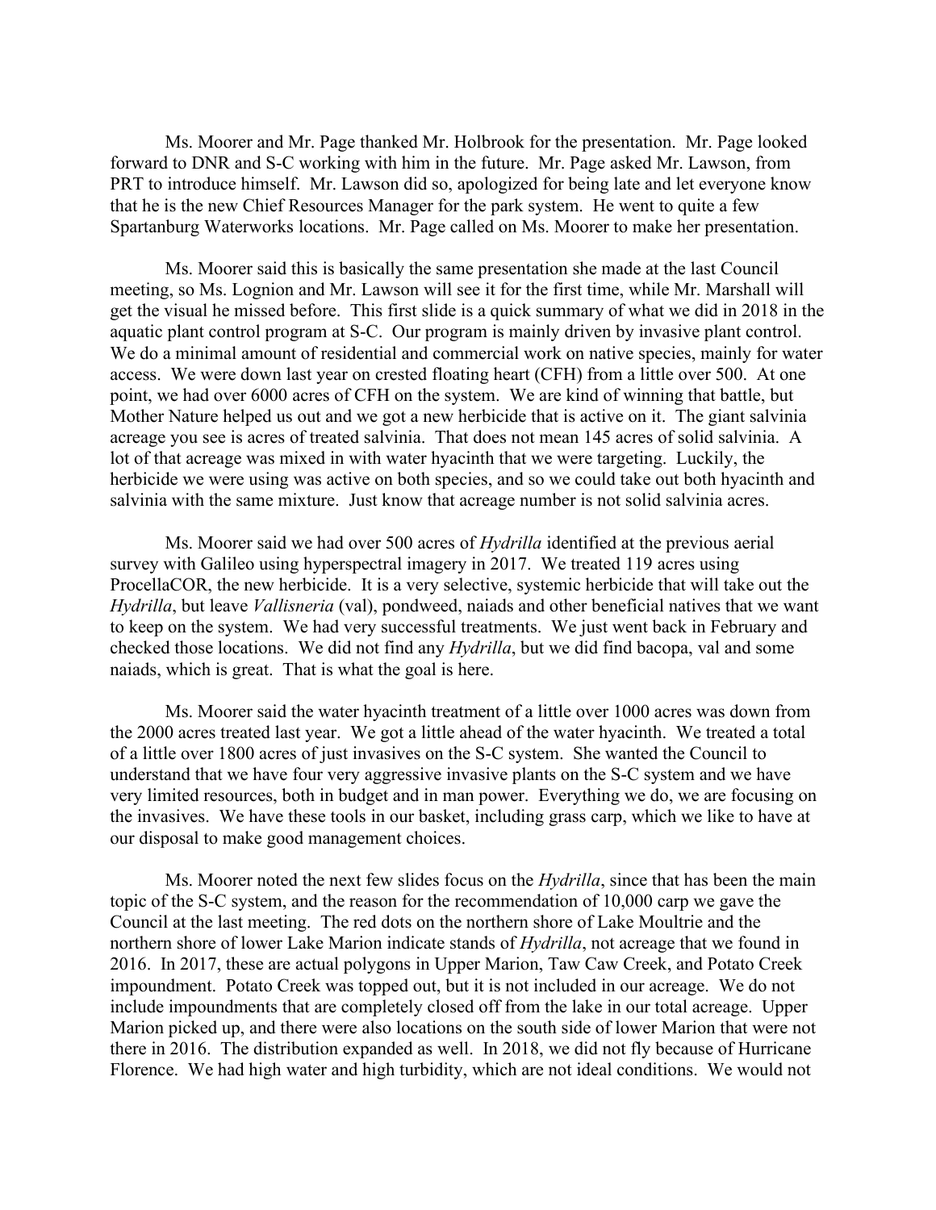Ms. Moorer and Mr. Page thanked Mr. Holbrook for the presentation. Mr. Page looked forward to DNR and S-C working with him in the future. Mr. Page asked Mr. Lawson, from PRT to introduce himself. Mr. Lawson did so, apologized for being late and let everyone know that he is the new Chief Resources Manager for the park system. He went to quite a few Spartanburg Waterworks locations. Mr. Page called on Ms. Moorer to make her presentation.

Ms. Moorer said this is basically the same presentation she made at the last Council meeting, so Ms. Lognion and Mr. Lawson will see it for the first time, while Mr. Marshall will get the visual he missed before. This first slide is a quick summary of what we did in 2018 in the aquatic plant control program at S-C. Our program is mainly driven by invasive plant control. We do a minimal amount of residential and commercial work on native species, mainly for water access. We were down last year on crested floating heart (CFH) from a little over 500. At one point, we had over 6000 acres of CFH on the system. We are kind of winning that battle, but Mother Nature helped us out and we got a new herbicide that is active on it. The giant salvinia acreage you see is acres of treated salvinia. That does not mean 145 acres of solid salvinia. A lot of that acreage was mixed in with water hyacinth that we were targeting. Luckily, the herbicide we were using was active on both species, and so we could take out both hyacinth and salvinia with the same mixture. Just know that acreage number is not solid salvinia acres.

Ms. Moorer said we had over 500 acres of *Hydrilla* identified at the previous aerial survey with Galileo using hyperspectral imagery in 2017. We treated 119 acres using ProcellaCOR, the new herbicide. It is a very selective, systemic herbicide that will take out the *Hydrilla*, but leave *Vallisneria* (val), pondweed, naiads and other beneficial natives that we want to keep on the system. We had very successful treatments. We just went back in February and checked those locations. We did not find any *Hydrilla*, but we did find bacopa, val and some naiads, which is great. That is what the goal is here.

Ms. Moorer said the water hyacinth treatment of a little over 1000 acres was down from the 2000 acres treated last year. We got a little ahead of the water hyacinth. We treated a total of a little over 1800 acres of just invasives on the S-C system. She wanted the Council to understand that we have four very aggressive invasive plants on the S-C system and we have very limited resources, both in budget and in man power. Everything we do, we are focusing on the invasives. We have these tools in our basket, including grass carp, which we like to have at our disposal to make good management choices.

Ms. Moorer noted the next few slides focus on the *Hydrilla*, since that has been the main topic of the S-C system, and the reason for the recommendation of 10,000 carp we gave the Council at the last meeting. The red dots on the northern shore of Lake Moultrie and the northern shore of lower Lake Marion indicate stands of *Hydrilla*, not acreage that we found in 2016. In 2017, these are actual polygons in Upper Marion, Taw Caw Creek, and Potato Creek impoundment. Potato Creek was topped out, but it is not included in our acreage. We do not include impoundments that are completely closed off from the lake in our total acreage. Upper Marion picked up, and there were also locations on the south side of lower Marion that were not there in 2016. The distribution expanded as well. In 2018, we did not fly because of Hurricane Florence. We had high water and high turbidity, which are not ideal conditions. We would not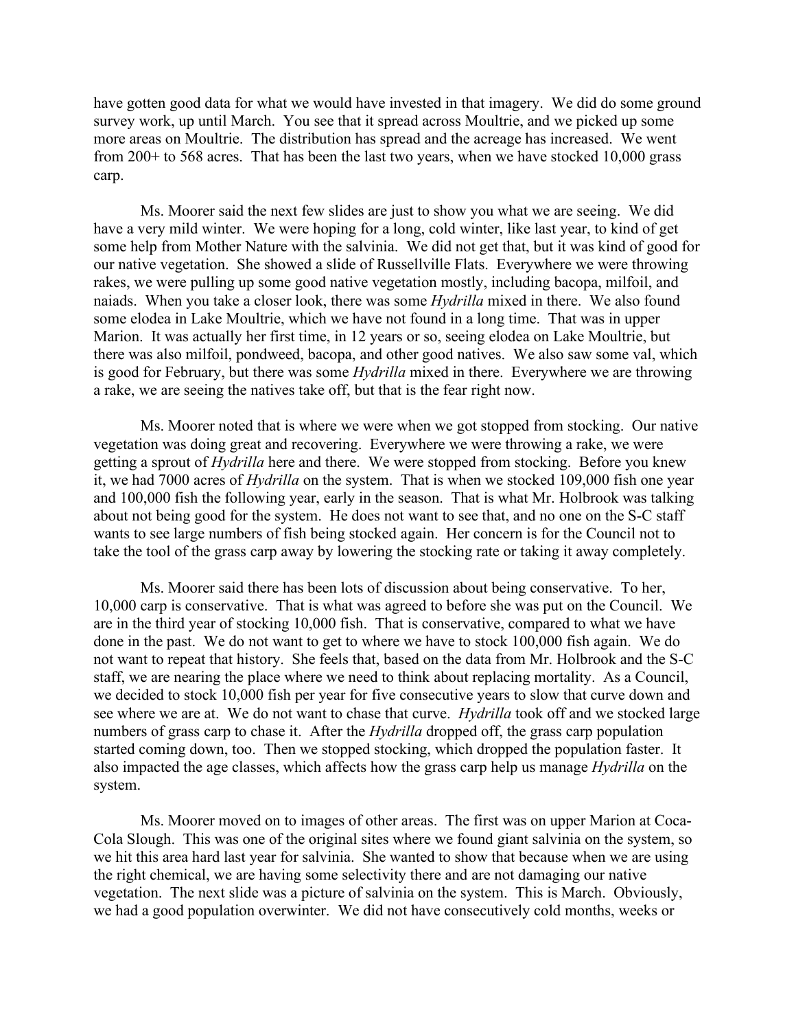have gotten good data for what we would have invested in that imagery. We did do some ground survey work, up until March. You see that it spread across Moultrie, and we picked up some more areas on Moultrie. The distribution has spread and the acreage has increased. We went from 200+ to 568 acres. That has been the last two years, when we have stocked 10,000 grass carp.

Ms. Moorer said the next few slides are just to show you what we are seeing. We did have a very mild winter. We were hoping for a long, cold winter, like last year, to kind of get some help from Mother Nature with the salvinia. We did not get that, but it was kind of good for our native vegetation. She showed a slide of Russellville Flats. Everywhere we were throwing rakes, we were pulling up some good native vegetation mostly, including bacopa, milfoil, and naiads. When you take a closer look, there was some *Hydrilla* mixed in there. We also found some elodea in Lake Moultrie, which we have not found in a long time. That was in upper Marion. It was actually her first time, in 12 years or so, seeing elodea on Lake Moultrie, but there was also milfoil, pondweed, bacopa, and other good natives. We also saw some val, which is good for February, but there was some *Hydrilla* mixed in there. Everywhere we are throwing a rake, we are seeing the natives take off, but that is the fear right now.

Ms. Moorer noted that is where we were when we got stopped from stocking. Our native vegetation was doing great and recovering. Everywhere we were throwing a rake, we were getting a sprout of *Hydrilla* here and there. We were stopped from stocking. Before you knew it, we had 7000 acres of *Hydrilla* on the system. That is when we stocked 109,000 fish one year and 100,000 fish the following year, early in the season. That is what Mr. Holbrook was talking about not being good for the system. He does not want to see that, and no one on the S-C staff wants to see large numbers of fish being stocked again. Her concern is for the Council not to take the tool of the grass carp away by lowering the stocking rate or taking it away completely.

Ms. Moorer said there has been lots of discussion about being conservative. To her, 10,000 carp is conservative. That is what was agreed to before she was put on the Council. We are in the third year of stocking 10,000 fish. That is conservative, compared to what we have done in the past. We do not want to get to where we have to stock 100,000 fish again. We do not want to repeat that history. She feels that, based on the data from Mr. Holbrook and the S-C staff, we are nearing the place where we need to think about replacing mortality. As a Council, we decided to stock 10,000 fish per year for five consecutive years to slow that curve down and see where we are at. We do not want to chase that curve. *Hydrilla* took off and we stocked large numbers of grass carp to chase it. After the *Hydrilla* dropped off, the grass carp population started coming down, too. Then we stopped stocking, which dropped the population faster. It also impacted the age classes, which affects how the grass carp help us manage *Hydrilla* on the system.

Ms. Moorer moved on to images of other areas. The first was on upper Marion at Coca-Cola Slough. This was one of the original sites where we found giant salvinia on the system, so we hit this area hard last year for salvinia. She wanted to show that because when we are using the right chemical, we are having some selectivity there and are not damaging our native vegetation. The next slide was a picture of salvinia on the system. This is March. Obviously, we had a good population overwinter. We did not have consecutively cold months, weeks or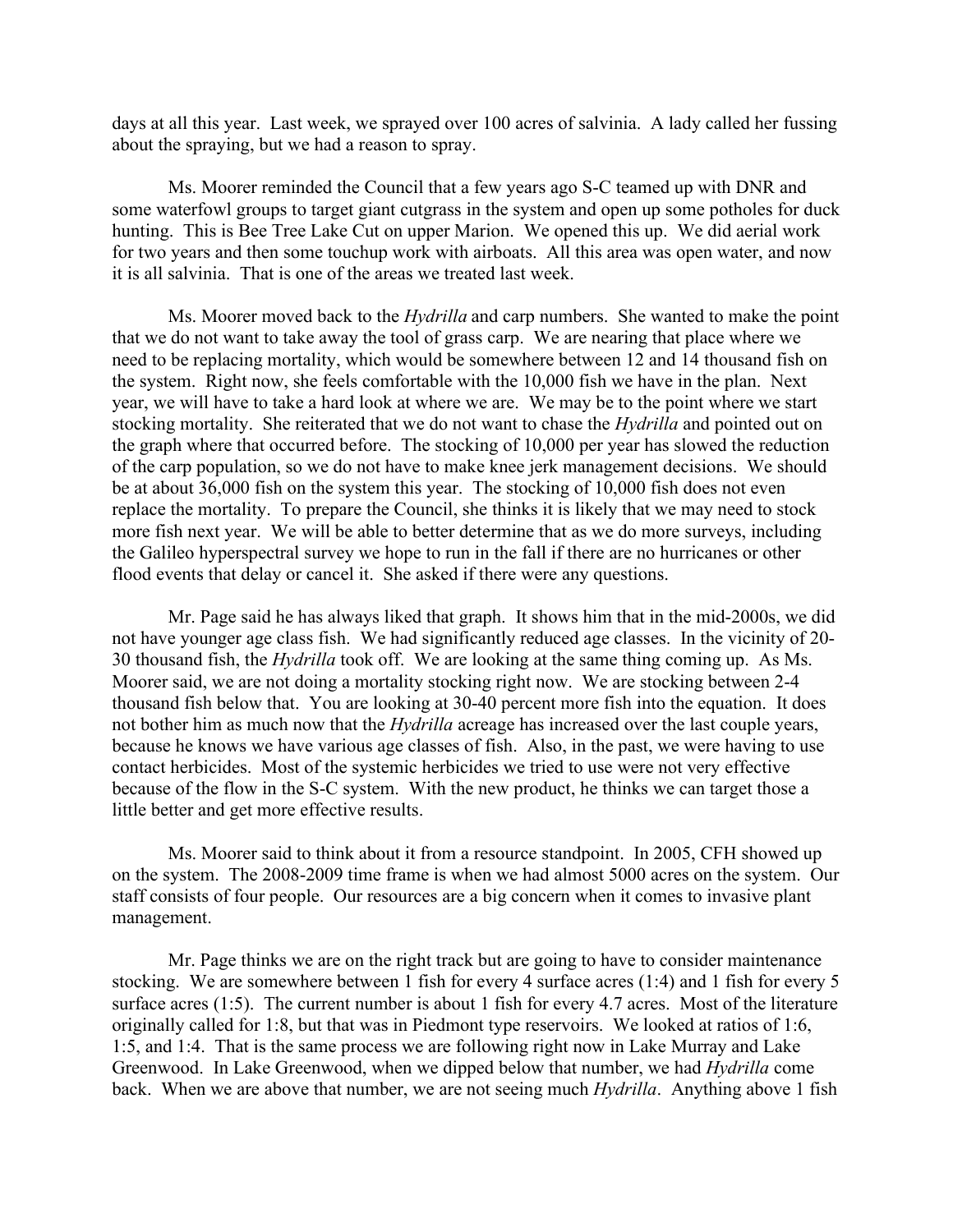days at all this year. Last week, we sprayed over 100 acres of salvinia. A lady called her fussing about the spraying, but we had a reason to spray.

Ms. Moorer reminded the Council that a few years ago S-C teamed up with DNR and some waterfowl groups to target giant cutgrass in the system and open up some potholes for duck hunting. This is Bee Tree Lake Cut on upper Marion. We opened this up. We did aerial work for two years and then some touchup work with airboats. All this area was open water, and now it is all salvinia. That is one of the areas we treated last week.

Ms. Moorer moved back to the *Hydrilla* and carp numbers. She wanted to make the point that we do not want to take away the tool of grass carp. We are nearing that place where we need to be replacing mortality, which would be somewhere between 12 and 14 thousand fish on the system. Right now, she feels comfortable with the 10,000 fish we have in the plan. Next year, we will have to take a hard look at where we are. We may be to the point where we start stocking mortality. She reiterated that we do not want to chase the *Hydrilla* and pointed out on the graph where that occurred before. The stocking of 10,000 per year has slowed the reduction of the carp population, so we do not have to make knee jerk management decisions. We should be at about 36,000 fish on the system this year. The stocking of 10,000 fish does not even replace the mortality. To prepare the Council, she thinks it is likely that we may need to stock more fish next year. We will be able to better determine that as we do more surveys, including the Galileo hyperspectral survey we hope to run in the fall if there are no hurricanes or other flood events that delay or cancel it. She asked if there were any questions.

Mr. Page said he has always liked that graph. It shows him that in the mid-2000s, we did not have younger age class fish. We had significantly reduced age classes. In the vicinity of 20-30 thousand fish, the *Hydrilla* took off. We are looking at the same thing coming up. As Ms. Moorer said, we are not doing a mortality stocking right now. We are stocking between 2-4 thousand fish below that. You are looking at 30-40 percent more fish into the equation. It does not bother him as much now that the *Hydrilla* acreage has increased over the last couple years, because he knows we have various age classes of fish. Also, in the past, we were having to use contact herbicides. Most of the systemic herbicides we tried to use were not very effective because of the flow in the S-C system. With the new product, he thinks we can target those a little better and get more effective results.

Ms. Moorer said to think about it from a resource standpoint. In 2005, CFH showed up on the system. The 2008-2009 time frame is when we had almost 5000 acres on the system. Our staff consists of four people. Our resources are a big concern when it comes to invasive plant management.

Mr. Page thinks we are on the right track but are going to have to consider maintenance stocking. We are somewhere between 1 fish for every 4 surface acres (1:4) and 1 fish for every 5 surface acres (1:5). The current number is about 1 fish for every 4.7 acres. Most of the literature originally called for 1:8, but that was in Piedmont type reservoirs. We looked at ratios of 1:6, 1:5, and 1:4. That is the same process we are following right now in Lake Murray and Lake Greenwood. In Lake Greenwood, when we dipped below that number, we had *Hydrilla* come back. When we are above that number, we are not seeing much *Hydrilla*. Anything above 1 fish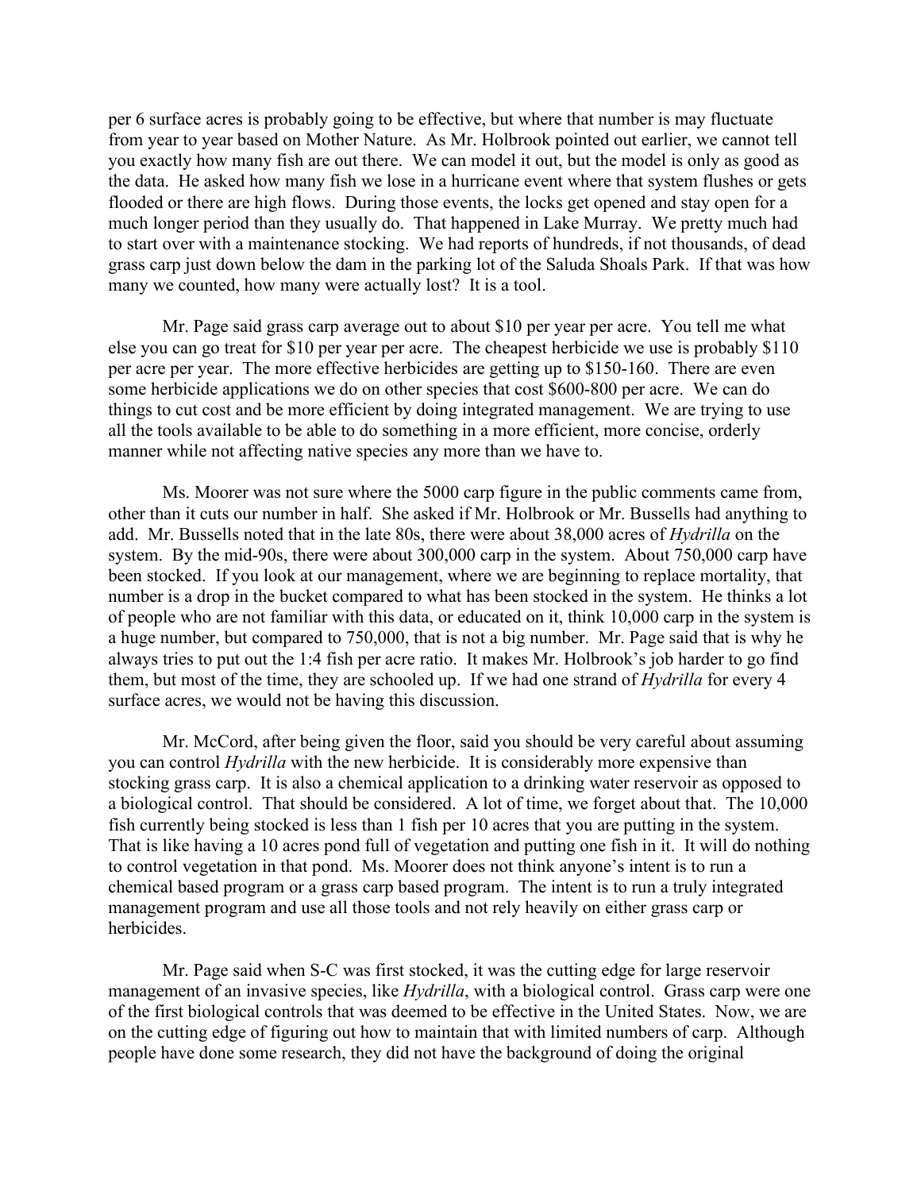per 6 surface acres is probably going to be effective, but where that number is may fluctuate from year to year based on Mother Nature. As Mr. Holbrook pointed out earlier, we cannot tell you exactly how many fish are out there. We can model it out, but the model is only as good as the data. He asked how many fish we lose in a hurricane event where that system flushes or gets flooded or there are high flows. During those events, the locks get opened and stay open for a much longer period than they usually do. That happened in Lake Murray. We pretty much had to start over with a maintenance stocking. We had reports of hundreds, if not thousands, of dead grass carp just down below the dam in the parking lot of the Saluda Shoals Park. If that was how many we counted, how many were actually lost? It is a tool.

Mr. Page said grass carp average out to about $10 per year per acre. You tell me what else you can go treat for $10 per year per acre. The cheapest herbicide we use is probably $110 per acre per year. The more effective herbicides are getting up to $150-160. There are even some herbicide applications we do on other species that cost $600-800 per acre. We can do things to cut cost and be more efficient by doing integrated management. We are trying to use all the tools available to be able to do something in a more efficient, more concise, orderly manner while not affecting native species any more than we have to.

Ms. Moorer was not sure where the 5000 carp figure in the public comments came from, other than it cuts our number in half. She asked if Mr. Holbrook or Mr. Bussells had anything to add. Mr. Bussells noted that in the late 80s, there were about 38,000 acres of *Hydrilla* on the system. By the mid-90s, there were about 300,000 carp in the system. About 750,000 carp have been stocked. If you look at our management, where we are beginning to replace mortality, that number is a drop in the bucket compared to what has been stocked in the system. He thinks a lot of people who are not familiar with this data, or educated on it, think 10,000 carp in the system is a huge number, but compared to 750,000, that is not a big number. Mr. Page said that is why he always tries to put out the 1:4 fish per acre ratio. It makes Mr. Holbrook's job harder to go find them, but most of the time, they are schooled up. If we had one strand of *Hydrilla* for every 4 surface acres, we would not be having this discussion.

Mr. McCord, after being given the floor, said you should be very careful about assuming you can control *Hydrilla* with the new herbicide. It is considerably more expensive than stocking grass carp. It is also a chemical application to a drinking water reservoir as opposed to a biological control. That should be considered. A lot of time, we forget about that. The 10,000 fish currently being stocked is less than 1 fish per 10 acres that you are putting in the system. That is like having a 10 acres pond full of vegetation and putting one fish in it. It will do nothing to control vegetation in that pond. Ms. Moorer does not think anyone's intent is to run a chemical based program or a grass carp based program. The intent is to run a truly integrated management program and use all those tools and not rely heavily on either grass carp or herbicides.

Mr. Page said when S-C was first stocked, it was the cutting edge for large reservoir management of an invasive species, like *Hydrilla*, with a biological control. Grass carp were one of the first biological controls that was deemed to be effective in the United States. Now, we are on the cutting edge of figuring out how to maintain that with limited numbers of carp. Although people have done some research, they did not have the background of doing the original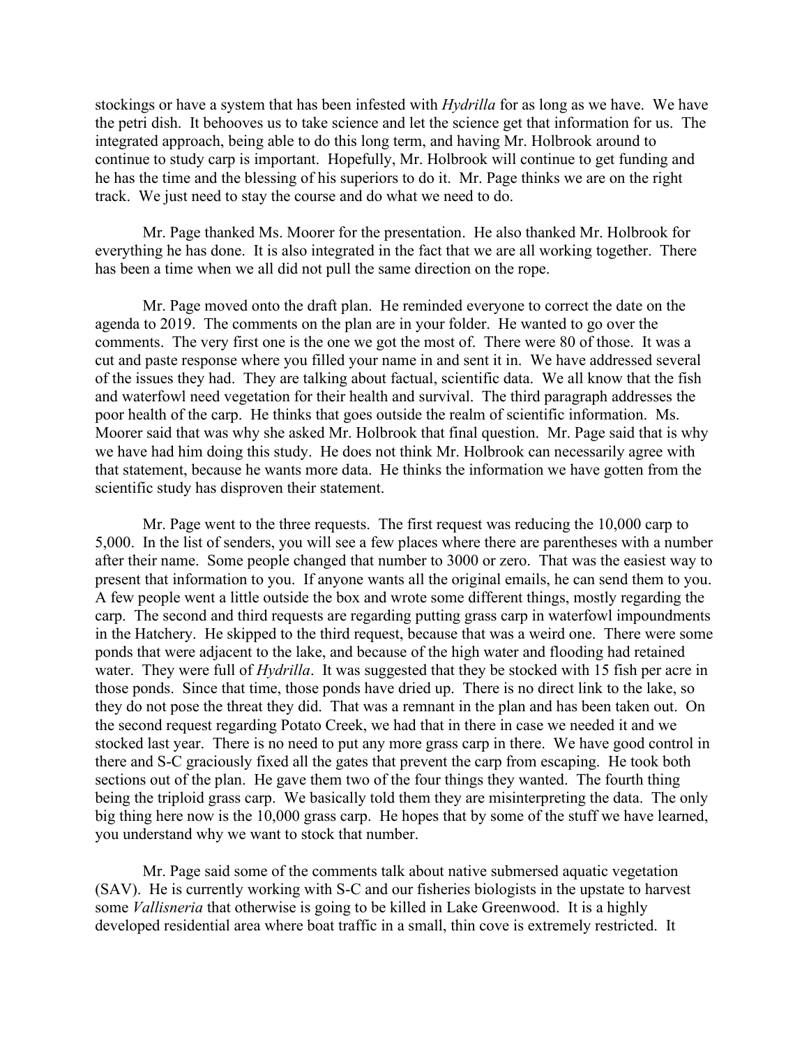stockings or have a system that has been infested with *Hydrilla* for as long as we have. We have the petri dish. It behooves us to take science and let the science get that information for us. The integrated approach, being able to do this long term, and having Mr. Holbrook around to continue to study carp is important. Hopefully, Mr. Holbrook will continue to get funding and he has the time and the blessing of his superiors to do it. Mr. Page thinks we are on the right track. We just need to stay the course and do what we need to do.

Mr. Page thanked Ms. Moorer for the presentation. He also thanked Mr. Holbrook for everything he has done. It is also integrated in the fact that we are all working together. There has been a time when we all did not pull the same direction on the rope.

Mr. Page moved onto the draft plan. He reminded everyone to correct the date on the agenda to 2019. The comments on the plan are in your folder. He wanted to go over the comments. The very first one is the one we got the most of. There were 80 of those. It was a cut and paste response where you filled your name in and sent it in. We have addressed several of the issues they had. They are talking about factual, scientific data. We all know that the fish and waterfowl need vegetation for their health and survival. The third paragraph addresses the poor health of the carp. He thinks that goes outside the realm of scientific information. Ms. Moorer said that was why she asked Mr. Holbrook that final question. Mr. Page said that is why we have had him doing this study. He does not think Mr. Holbrook can necessarily agree with that statement, because he wants more data. He thinks the information we have gotten from the scientific study has disproven their statement.

Mr. Page went to the three requests. The first request was reducing the 10,000 carp to 5,000. In the list of senders, you will see a few places where there are parentheses with a number after their name. Some people changed that number to 3000 or zero. That was the easiest way to present that information to you. If anyone wants all the original emails, he can send them to you. A few people went a little outside the box and wrote some different things, mostly regarding the carp. The second and third requests are regarding putting grass carp in waterfowl impoundments in the Hatchery. He skipped to the third request, because that was a weird one. There were some ponds that were adjacent to the lake, and because of the high water and flooding had retained water. They were full of *Hydrilla*. It was suggested that they be stocked with 15 fish per acre in those ponds. Since that time, those ponds have dried up. There is no direct link to the lake, so they do not pose the threat they did. That was a remnant in the plan and has been taken out. On the second request regarding Potato Creek, we had that in there in case we needed it and we stocked last year. There is no need to put any more grass carp in there. We have good control in there and S-C graciously fixed all the gates that prevent the carp from escaping. He took both sections out of the plan. He gave them two of the four things they wanted. The fourth thing being the triploid grass carp. We basically told them they are misinterpreting the data. The only big thing here now is the 10,000 grass carp. He hopes that by some of the stuff we have learned, you understand why we want to stock that number.

Mr. Page said some of the comments talk about native submersed aquatic vegetation (SAV). He is currently working with S-C and our fisheries biologists in the upstate to harvest some *Vallisneria* that otherwise is going to be killed in Lake Greenwood. It is a highly developed residential area where boat traffic in a small, thin cove is extremely restricted. It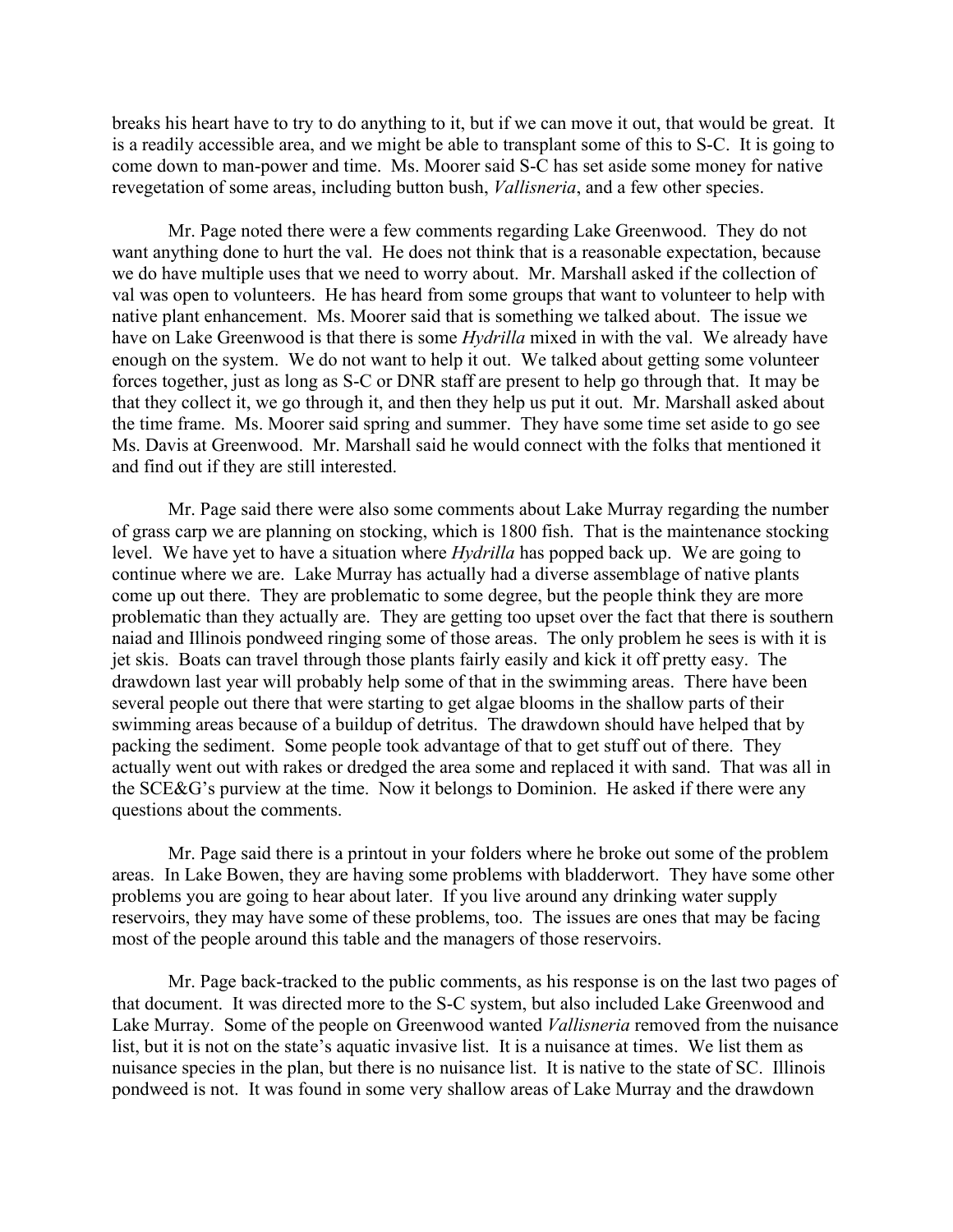breaks his heart have to try to do anything to it, but if we can move it out, that would be great. It is a readily accessible area, and we might be able to transplant some of this to S-C. It is going to come down to man-power and time. Ms. Moorer said S-C has set aside some money for native revegetation of some areas, including button bush, *Vallisneria*, and a few other species.

Mr. Page noted there were a few comments regarding Lake Greenwood. They do not want anything done to hurt the val. He does not think that is a reasonable expectation, because we do have multiple uses that we need to worry about. Mr. Marshall asked if the collection of val was open to volunteers. He has heard from some groups that want to volunteer to help with native plant enhancement. Ms. Moorer said that is something we talked about. The issue we have on Lake Greenwood is that there is some *Hydrilla* mixed in with the val. We already have enough on the system. We do not want to help it out. We talked about getting some volunteer forces together, just as long as S-C or DNR staff are present to help go through that. It may be that they collect it, we go through it, and then they help us put it out. Mr. Marshall asked about the time frame. Ms. Moorer said spring and summer. They have some time set aside to go see Ms. Davis at Greenwood. Mr. Marshall said he would connect with the folks that mentioned it and find out if they are still interested.

Mr. Page said there were also some comments about Lake Murray regarding the number of grass carp we are planning on stocking, which is 1800 fish. That is the maintenance stocking level. We have yet to have a situation where *Hydrilla* has popped back up. We are going to continue where we are. Lake Murray has actually had a diverse assemblage of native plants come up out there. They are problematic to some degree, but the people think they are more problematic than they actually are. They are getting too upset over the fact that there is southern naiad and Illinois pondweed ringing some of those areas. The only problem he sees is with it is jet skis. Boats can travel through those plants fairly easily and kick it off pretty easy. The drawdown last year will probably help some of that in the swimming areas. There have been several people out there that were starting to get algae blooms in the shallow parts of their swimming areas because of a buildup of detritus. The drawdown should have helped that by packing the sediment. Some people took advantage of that to get stuff out of there. They actually went out with rakes or dredged the area some and replaced it with sand. That was all in the SCE&G's purview at the time. Now it belongs to Dominion. He asked if there were any questions about the comments.

Mr. Page said there is a printout in your folders where he broke out some of the problem areas. In Lake Bowen, they are having some problems with bladderwort. They have some other problems you are going to hear about later. If you live around any drinking water supply reservoirs, they may have some of these problems, too. The issues are ones that may be facing most of the people around this table and the managers of those reservoirs.

Mr. Page back-tracked to the public comments, as his response is on the last two pages of that document. It was directed more to the S-C system, but also included Lake Greenwood and Lake Murray. Some of the people on Greenwood wanted *Vallisneria* removed from the nuisance list, but it is not on the state's aquatic invasive list. It is a nuisance at times. We list them as nuisance species in the plan, but there is no nuisance list. It is native to the state of SC. Illinois pondweed is not. It was found in some very shallow areas of Lake Murray and the drawdown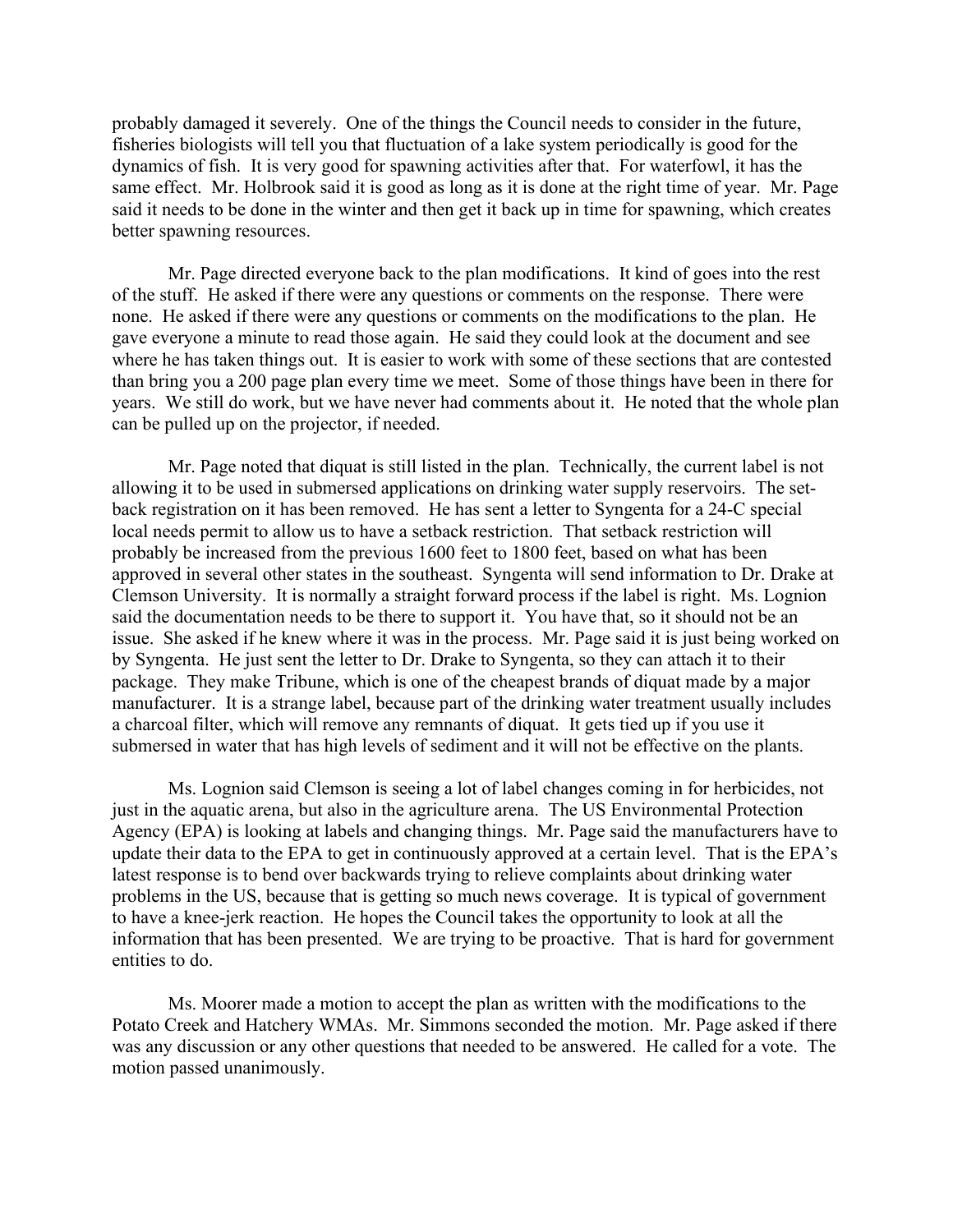probably damaged it severely. One of the things the Council needs to consider in the future, fisheries biologists will tell you that fluctuation of a lake system periodically is good for the dynamics of fish. It is very good for spawning activities after that. For waterfowl, it has the same effect. Mr. Holbrook said it is good as long as it is done at the right time of year. Mr. Page said it needs to be done in the winter and then get it back up in time for spawning, which creates better spawning resources.

Mr. Page directed everyone back to the plan modifications. It kind of goes into the rest of the stuff. He asked if there were any questions or comments on the response. There were none. He asked if there were any questions or comments on the modifications to the plan. He gave everyone a minute to read those again. He said they could look at the document and see where he has taken things out. It is easier to work with some of these sections that are contested than bring you a 200 page plan every time we meet. Some of those things have been in there for years. We still do work, but we have never had comments about it. He noted that the whole plan can be pulled up on the projector, if needed.

Mr. Page noted that diquat is still listed in the plan. Technically, the current label is not allowing it to be used in submersed applications on drinking water supply reservoirs. The set-back registration on it has been removed. He has sent a letter to Syngenta for a 24-C special local needs permit to allow us to have a setback restriction. That setback restriction will probably be increased from the previous 1600 feet to 1800 feet, based on what has been approved in several other states in the southeast. Syngenta will send information to Dr. Drake at Clemson University. It is normally a straight forward process if the label is right. Ms. Lognion said the documentation needs to be there to support it. You have that, so it should not be an issue. She asked if he knew where it was in the process. Mr. Page said it is just being worked on by Syngenta. He just sent the letter to Dr. Drake to Syngenta, so they can attach it to their package. They make Tribune, which is one of the cheapest brands of diquat made by a major manufacturer. It is a strange label, because part of the drinking water treatment usually includes a charcoal filter, which will remove any remnants of diquat. It gets tied up if you use it submersed in water that has high levels of sediment and it will not be effective on the plants.

Ms. Lognion said Clemson is seeing a lot of label changes coming in for herbicides, not just in the aquatic arena, but also in the agriculture arena. The US Environmental Protection Agency (EPA) is looking at labels and changing things. Mr. Page said the manufacturers have to update their data to the EPA to get in continuously approved at a certain level. That is the EPA's latest response is to bend over backwards trying to relieve complaints about drinking water problems in the US, because that is getting so much news coverage. It is typical of government to have a knee-jerk reaction. He hopes the Council takes the opportunity to look at all the information that has been presented. We are trying to be proactive. That is hard for government entities to do.

Ms. Moorer made a motion to accept the plan as written with the modifications to the Potato Creek and Hatchery WMAs. Mr. Simmons seconded the motion. Mr. Page asked if there was any discussion or any other questions that needed to be answered. He called for a vote. The motion passed unanimously.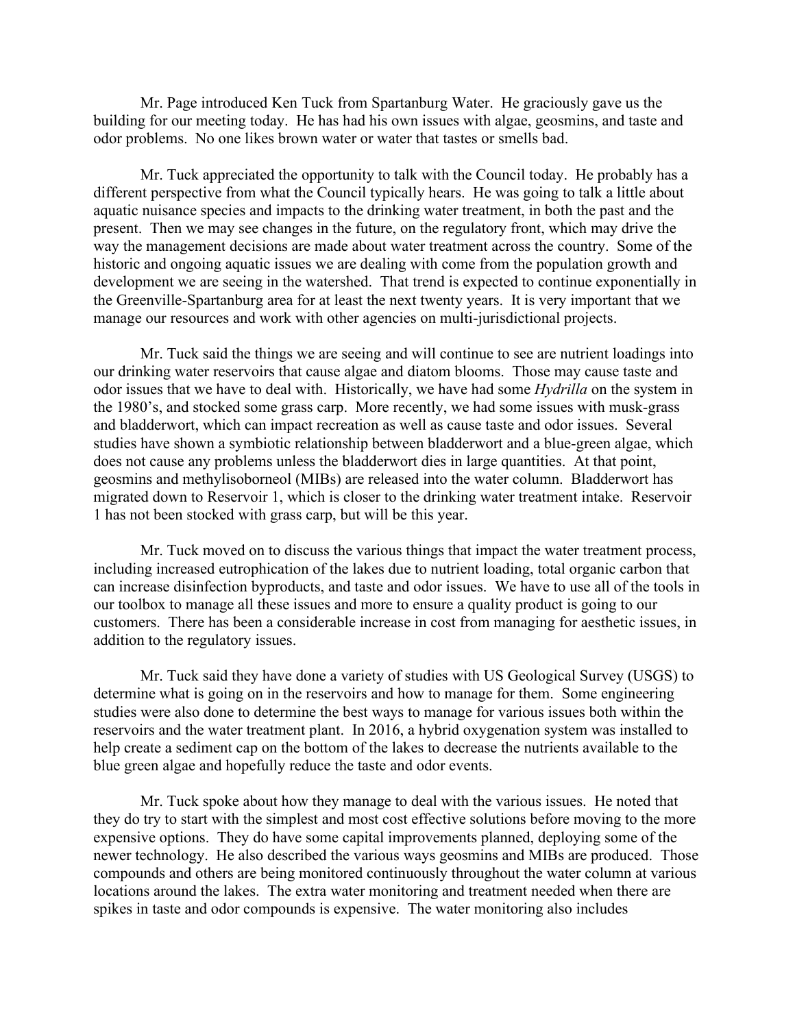Mr. Page introduced Ken Tuck from Spartanburg Water. He graciously gave us the building for our meeting today. He has had his own issues with algae, geosmins, and taste and odor problems. No one likes brown water or water that tastes or smells bad.

Mr. Tuck appreciated the opportunity to talk with the Council today. He probably has a different perspective from what the Council typically hears. He was going to talk a little about aquatic nuisance species and impacts to the drinking water treatment, in both the past and the present. Then we may see changes in the future, on the regulatory front, which may drive the way the management decisions are made about water treatment across the country. Some of the historic and ongoing aquatic issues we are dealing with come from the population growth and development we are seeing in the watershed. That trend is expected to continue exponentially in the Greenville-Spartanburg area for at least the next twenty years. It is very important that we manage our resources and work with other agencies on multi-jurisdictional projects.

Mr. Tuck said the things we are seeing and will continue to see are nutrient loadings into our drinking water reservoirs that cause algae and diatom blooms. Those may cause taste and odor issues that we have to deal with. Historically, we have had some *Hydrilla* on the system in the 1980's, and stocked some grass carp. More recently, we had some issues with musk-grass and bladderwort, which can impact recreation as well as cause taste and odor issues. Several studies have shown a symbiotic relationship between bladderwort and a blue-green algae, which does not cause any problems unless the bladderwort dies in large quantities. At that point, geosmins and methylisoborneol (MIBs) are released into the water column. Bladderwort has migrated down to Reservoir 1, which is closer to the drinking water treatment intake. Reservoir 1 has not been stocked with grass carp, but will be this year.

Mr. Tuck moved on to discuss the various things that impact the water treatment process, including increased eutrophication of the lakes due to nutrient loading, total organic carbon that can increase disinfection byproducts, and taste and odor issues. We have to use all of the tools in our toolbox to manage all these issues and more to ensure a quality product is going to our customers. There has been a considerable increase in cost from managing for aesthetic issues, in addition to the regulatory issues.

Mr. Tuck said they have done a variety of studies with US Geological Survey (USGS) to determine what is going on in the reservoirs and how to manage for them. Some engineering studies were also done to determine the best ways to manage for various issues both within the reservoirs and the water treatment plant. In 2016, a hybrid oxygenation system was installed to help create a sediment cap on the bottom of the lakes to decrease the nutrients available to the blue green algae and hopefully reduce the taste and odor events.

Mr. Tuck spoke about how they manage to deal with the various issues. He noted that they do try to start with the simplest and most cost effective solutions before moving to the more expensive options. They do have some capital improvements planned, deploying some of the newer technology. He also described the various ways geosmins and MIBs are produced. Those compounds and others are being monitored continuously throughout the water column at various locations around the lakes. The extra water monitoring and treatment needed when there are spikes in taste and odor compounds is expensive. The water monitoring also includes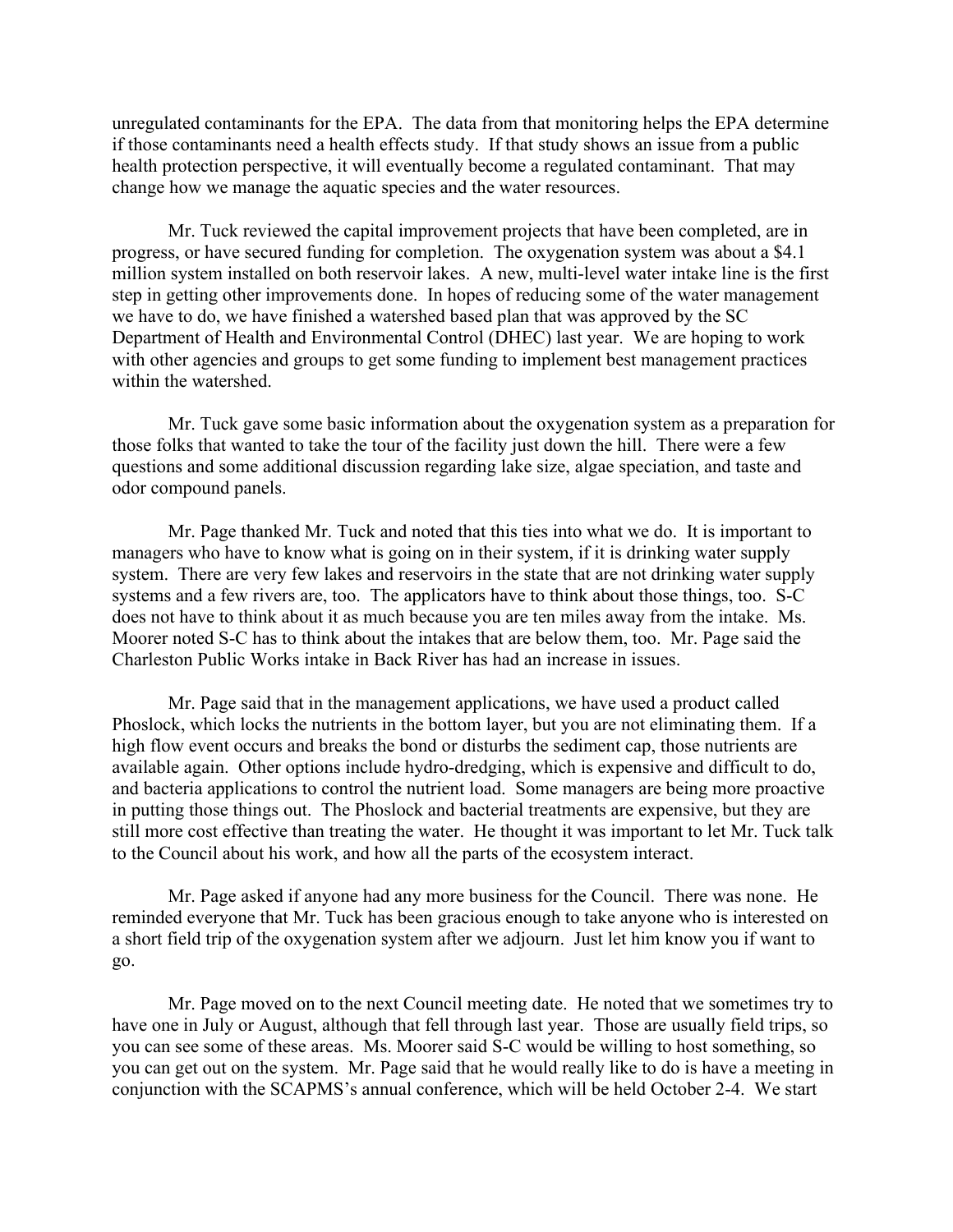unregulated contaminants for the EPA. The data from that monitoring helps the EPA determine if those contaminants need a health effects study. If that study shows an issue from a public health protection perspective, it will eventually become a regulated contaminant. That may change how we manage the aquatic species and the water resources.

Mr. Tuck reviewed the capital improvement projects that have been completed, are in progress, or have secured funding for completion. The oxygenation system was about a $4.1 million system installed on both reservoir lakes. A new, multi-level water intake line is the first step in getting other improvements done. In hopes of reducing some of the water management we have to do, we have finished a watershed based plan that was approved by the SC Department of Health and Environmental Control (DHEC) last year. We are hoping to work with other agencies and groups to get some funding to implement best management practices within the watershed.

Mr. Tuck gave some basic information about the oxygenation system as a preparation for those folks that wanted to take the tour of the facility just down the hill. There were a few questions and some additional discussion regarding lake size, algae speciation, and taste and odor compound panels.

Mr. Page thanked Mr. Tuck and noted that this ties into what we do. It is important to managers who have to know what is going on in their system, if it is drinking water supply system. There are very few lakes and reservoirs in the state that are not drinking water supply systems and a few rivers are, too. The applicators have to think about those things, too. S-C does not have to think about it as much because you are ten miles away from the intake. Ms. Moorer noted S-C has to think about the intakes that are below them, too. Mr. Page said the Charleston Public Works intake in Back River has had an increase in issues.

Mr. Page said that in the management applications, we have used a product called Phoslock, which locks the nutrients in the bottom layer, but you are not eliminating them. If a high flow event occurs and breaks the bond or disturbs the sediment cap, those nutrients are available again. Other options include hydro-dredging, which is expensive and difficult to do, and bacteria applications to control the nutrient load. Some managers are being more proactive in putting those things out. The Phoslock and bacterial treatments are expensive, but they are still more cost effective than treating the water. He thought it was important to let Mr. Tuck talk to the Council about his work, and how all the parts of the ecosystem interact.

Mr. Page asked if anyone had any more business for the Council. There was none. He reminded everyone that Mr. Tuck has been gracious enough to take anyone who is interested on a short field trip of the oxygenation system after we adjourn. Just let him know you if want to go.

Mr. Page moved on to the next Council meeting date. He noted that we sometimes try to have one in July or August, although that fell through last year. Those are usually field trips, so you can see some of these areas. Ms. Moorer said S-C would be willing to host something, so you can get out on the system. Mr. Page said that he would really like to do is have a meeting in conjunction with the SCAPMS's annual conference, which will be held October 2-4. We start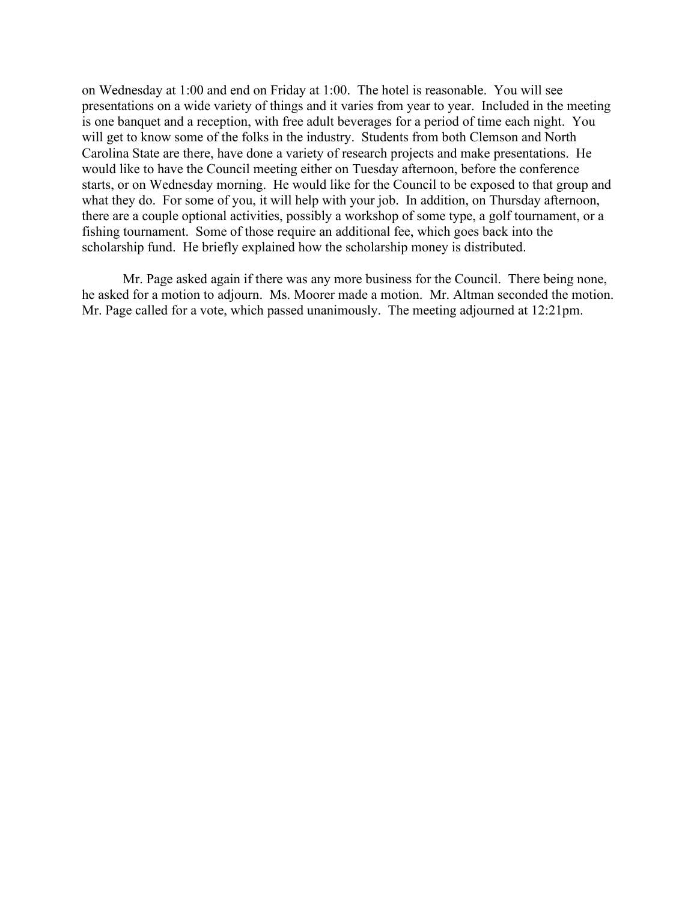on Wednesday at 1:00 and end on Friday at 1:00. The hotel is reasonable. You will see presentations on a wide variety of things and it varies from year to year. Included in the meeting is one banquet and a reception, with free adult beverages for a period of time each night. You will get to know some of the folks in the industry. Students from both Clemson and North Carolina State are there, have done a variety of research projects and make presentations. He would like to have the Council meeting either on Tuesday afternoon, before the conference starts, or on Wednesday morning. He would like for the Council to be exposed to that group and what they do. For some of you, it will help with your job. In addition, on Thursday afternoon, there are a couple optional activities, possibly a workshop of some type, a golf tournament, or a fishing tournament. Some of those require an additional fee, which goes back into the scholarship fund. He briefly explained how the scholarship money is distributed.

Mr. Page asked again if there was any more business for the Council. There being none, he asked for a motion to adjourn. Ms. Moorer made a motion. Mr. Altman seconded the motion. Mr. Page called for a vote, which passed unanimously. The meeting adjourned at 12:21pm.